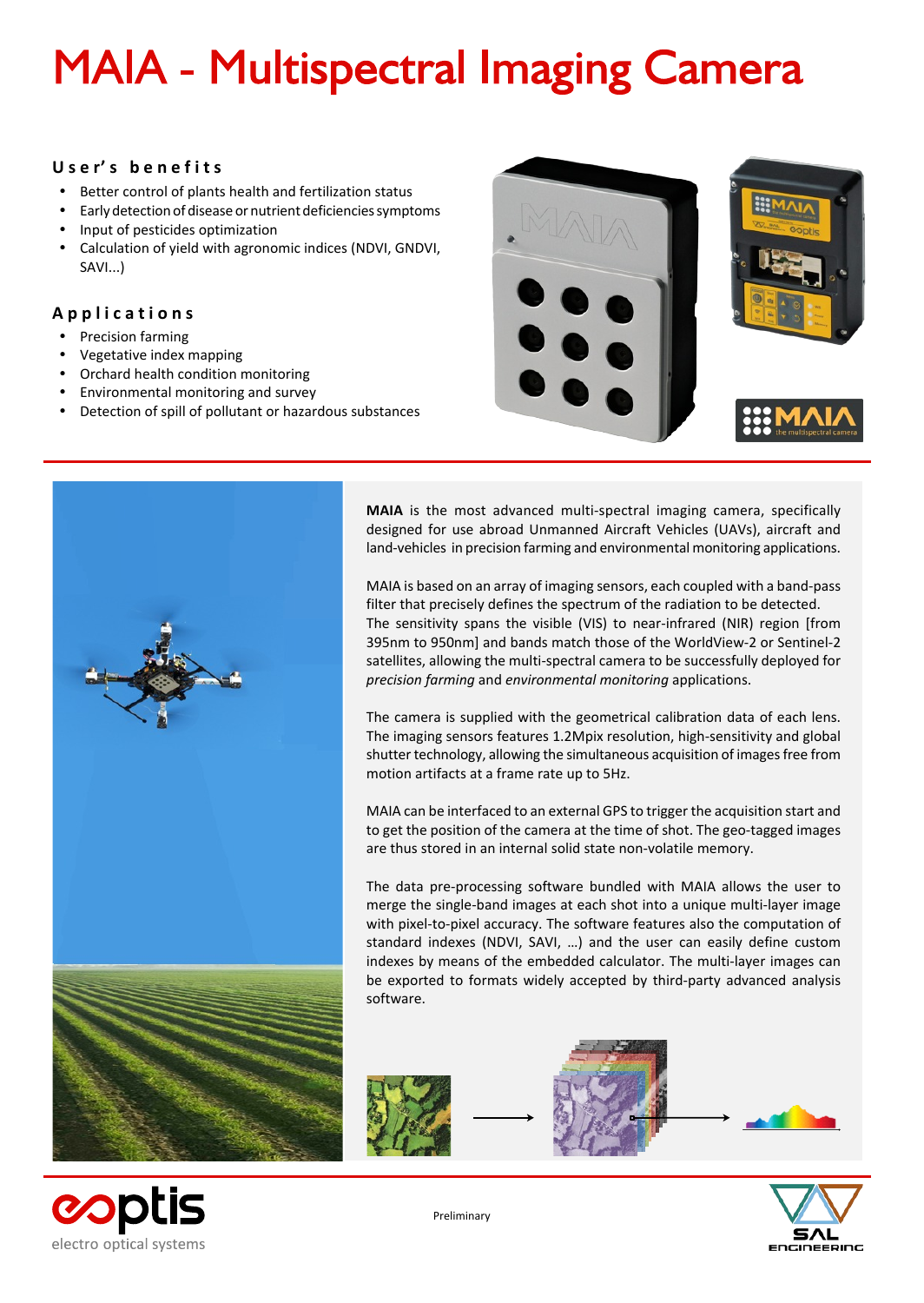# MAIA - Multispectral Imaging Camera

## User's benefits

- Better control of plants health and fertilization status
- Early detection of disease or nutrient deficiencies symptoms
- Input of pesticides optimization
- Calculation of yield with agronomic indices (NDVI, GNDVI, SAVI...)

## Applications

- Precision farming
- Vegetative index mapping
- Orchard health condition monitoring
- Environmental monitoring and survey
- Detection of spill of pollutant or hazardous substances

**MAIA** is the most advanced multi-spectral imaging camera, specifically designed for use abroad Unmanned Aircraft Vehicles (UAVs), aircraft and land-vehicles in precision farming and environmental monitoring applications.

MAIA is based on an array of imaging sensors, each coupled with a band-pass filter that precisely defines the spectrum of the radiation to be detected. The sensitivity spans the visible (VIS) to near-infrared (NIR) region [from 395nm to 950nm] and bands match those of the WorldView-2 or Sentinel-2 satellites, allowing the multi-spectral camera to be successfully deployed for *precision farming* and *environmental monitoring* applications.

The camera is supplied with the geometrical calibration data of each lens. The imaging sensors features 1.2Mpix resolution, high-sensitivity and global shutter technology, allowing the simultaneous acquisition of images free from motion artifacts at a frame rate up to 5Hz.

MAIA can be interfaced to an external GPS to trigger the acquisition start and to get the position of the camera at the time of shot. The geo-tagged images are thus stored in an internal solid state non-volatile memory.

The data pre-processing software bundled with MAIA allows the user to merge the single-band images at each shot into a unique multi-layer image with pixel-to-pixel accuracy. The software features also the computation of standard indexes (NDVI, SAVI, …) and the user can easily define custom indexes by means of the embedded calculator. The multi-layer images can be exported to formats widely accepted by third-party advanced analysis software.

eoptis electro optical systems

Preliminary

SAL ENGINEERING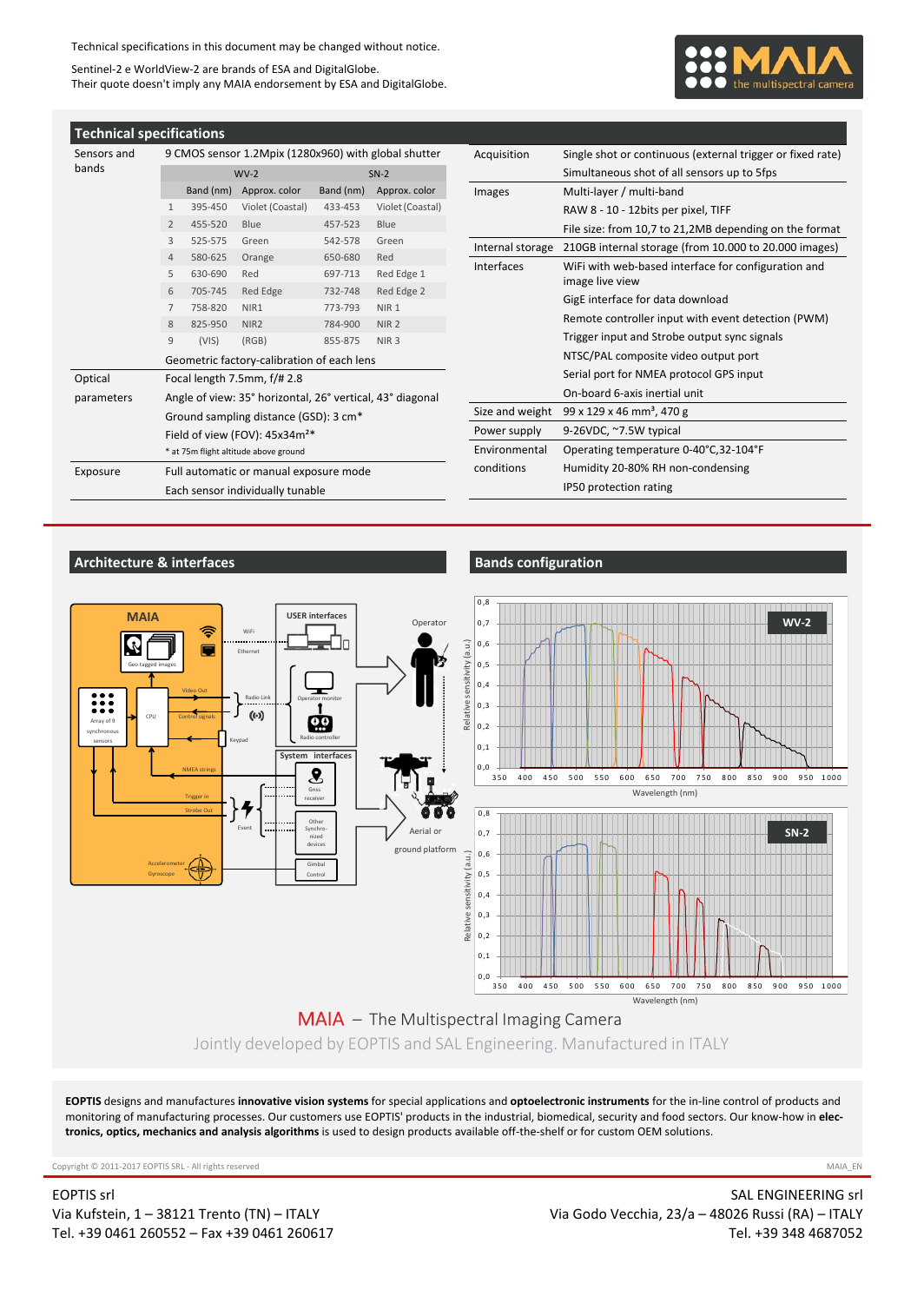Technical specifications in this document may be changed without notice.

Sentinel-2 e WorldView-2 are brands of ESA and DigitalGlobe.
Their quote doesn't imply any MAIA endorsement by ESA and DigitalGlobe.

MAIA the multispectral camera

## Technical specifications

**Sensors and bands**

9 CMOS sensor 1.2Mpix (1280x960) with global shutter

| | WV-2 | | SN-2 | |
|---|---|---|---|---|
| | Band (nm) | Approx. color | Band (nm) | Approx. color |
| 1 | 395-450 | Violet (Coastal) | 433-453 | Violet (Coastal) |
| 2 | 455-520 | Blue | 457-523 | Blue |
| 3 | 525-575 | Green | 542-578 | Green |
| 4 | 580-625 | Orange | 650-680 | Red |
| 5 | 630-690 | Red | 697-713 | Red Edge 1 |
| 6 | 705-745 | Red Edge | 732-748 | Red Edge 2 |
| 7 | 758-820 | NIR1 | 773-793 | NIR 1 |
| 8 | 825-950 | NIR2 | 784-900 | NIR 2 |
| 9 | (VIS) | (RGB) | 855-875 | NIR 3 |

Geometric factory-calibration of each lens

| | |
|---|---|
| Optical parameters | Focal length 7.5mm, f/# 2.8 |
| | Angle of view: 35° horizontal, 26° vertical, 43° diagonal |
| | Ground sampling distance (GSD): 3 cm* |
| | Field of view (FOV): 45x34m²* |
| | * at 75m flight altitude above ground |
| Exposure | Full automatic or manual exposure mode |
| | Each sensor individually tunable |
| Acquisition | Single shot or continuous (external trigger or fixed rate) |
| | Simultaneous shot of all sensors up to 5fps |
| Images | Multi-layer / multi-band |
| | RAW 8 - 10 - 12bits per pixel, TIFF |
| | File size: from 10,7 to 21,2MB depending on the format |
| Internal storage | 210GB internal storage (from 10.000 to 20.000 images) |
| Interfaces | WiFi with web-based interface for configuration and image live view |
| | GigE interface for data download |
| | Remote controller input with event detection (PWM) |
| | Trigger input and Strobe output sync signals |
| | NTSC/PAL composite video output port |
| | Serial port for NMEA protocol GPS input |
| | On-board 6-axis inertial unit |
| Size and weight | 99 x 129 x 46 mm³, 470 g |
| Power supply | 9-26VDC, ~7.5W typical |
| Environmental conditions | Operating temperature 0-40°C,32-104°F |
| | Humidity 20-80% RH non-condensing |
| | IP50 protection rating |

## Architecture & interfaces

MAIA
Geo tagged images
WiFi
Ethernet
USER interfaces
Operator
Array of 9 synchronous sensors
CPU
Video Out
Control signals
Radio Link
Operator monitor
Radio controller
Keypad
System interfaces
NMEA strings
Gnss receiver
Trigger in
Strobe Out
Event
Other Synchronized devices
Aerial or ground platform
Accelerometer Gyroscope
Gimbal Control

## Bands configuration

WV-2
Relative sensitivity (a.u.)
0,0 0,1 0,2 0,3 0,4 0,5 0,6 0,7 0,8
350 400 450 500 550 600 650 700 750 800 850 900 950 1000
Wavelength (nm)

SN-2
Relative sensitivity (a.u.)
0,0 0,1 0,2 0,3 0,4 0,5 0,6 0,7 0,8
350 400 450 500 550 600 650 700 750 800 850 900 950 1000
Wavelength (nm)

MAIA – The Multispectral Imaging Camera

Jointly developed by EOPTIS and SAL Engineering. Manufactured in ITALY

**EOPTIS** designs and manufactures **innovative vision systems** for special applications and **optoelectronic instruments** for the in-line control of products and monitoring of manufacturing processes. Our customers use EOPTIS' products in the industrial, biomedical, security and food sectors. Our know-how in **electronics, optics, mechanics and analysis algorithms** is used to design products available off-the-shelf or for custom OEM solutions.

Copyright © 2011-2017 EOPTIS SRL - All rights reserved

MAIA_EN

EOPTIS srl
Via Kufstein, 1 – 38121 Trento (TN) – ITALY
Tel. +39 0461 260552 – Fax +39 0461 260617

SAL ENGINEERING srl
Via Godo Vecchia, 23/a – 48026 Russi (RA) – ITALY
Tel. +39 348 4687052